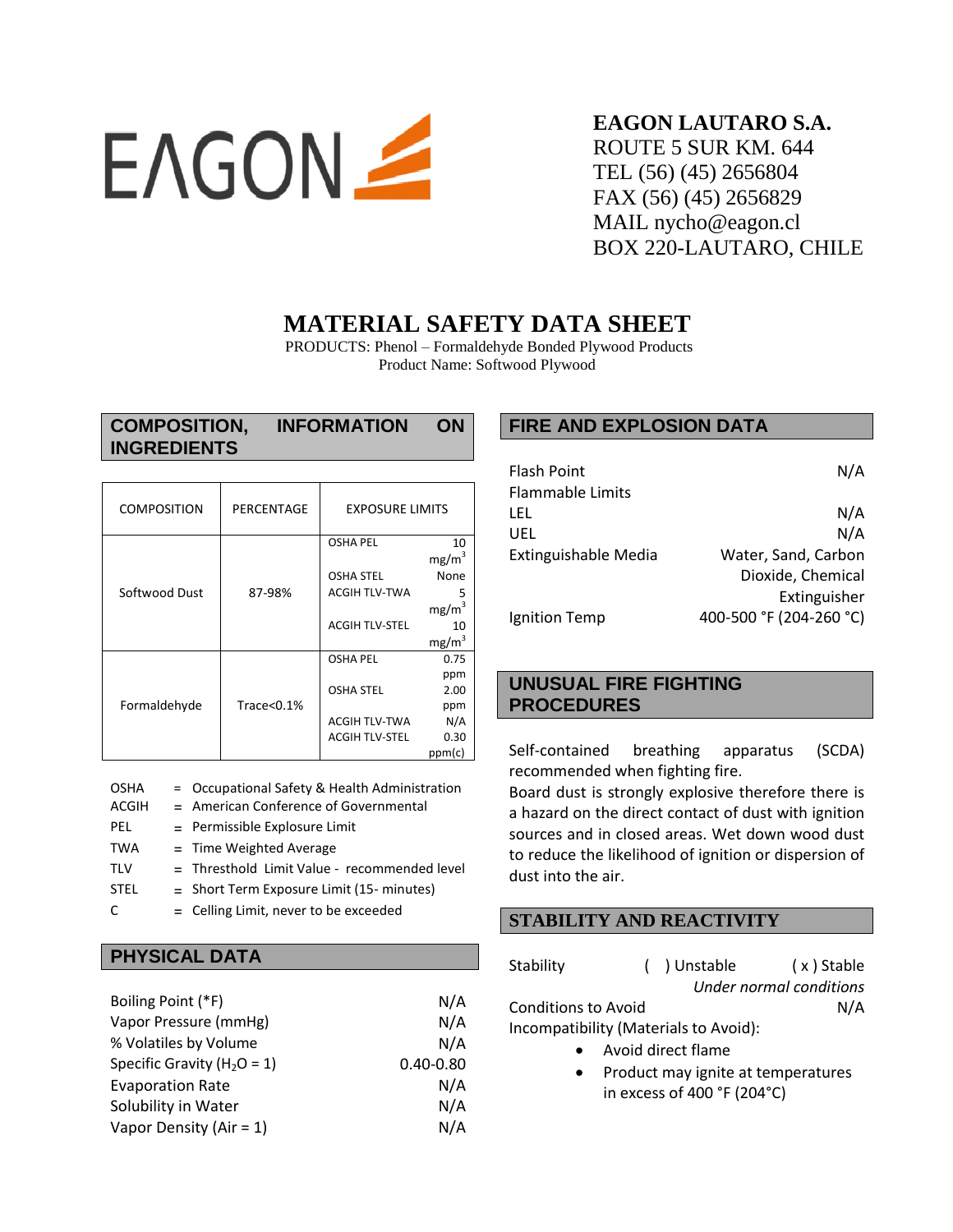EAGON

**EAGON LAUTARO S.A.**
ROUTE 5 SUR KM. 644
TEL (56) (45) 2656804
FAX (56) (45) 2656829
MAIL nycho@eagon.cl
BOX 220-LAUTARO, CHILE

# MATERIAL SAFETY DATA SHEET

PRODUCTS: Phenol – Formaldehyde Bonded Plywood Products
Product Name: Softwood Plywood

## COMPOSITION, INFORMATION ON INGREDIENTS

| COMPOSITION | PERCENTAGE | EXPOSURE LIMITS | |
|---|---|---|---|
| Softwood Dust | 87-98% | OSHA PEL | 10 mg/m$^3$ |
| | | OSHA STEL | None |
| | | ACGIH TLV-TWA | 5 mg/m$^3$ |
| | | ACGIH TLV-STEL | 10 mg/m$^3$ |
| Formaldehyde | Trace<0.1% | OSHA PEL | 0.75 ppm |
| | | OSHA STEL | 2.00 ppm |
| | | ACGIH TLV-TWA | N/A |
| | | ACGIH TLV-STEL | 0.30 ppm(c) |

OSHA = Occupational Safety & Health Administration
ACGIH = American Conference of Governmental
PEL = Permissible Explosure Limit
TWA = Time Weighted Average
TLV = Thresthold Limit Value - recommended level
STEL = Short Term Exposure Limit (15- minutes)
C = Celling Limit, never to be exceeded

## PHYSICAL DATA

| | |
|---|---|
| Boiling Point (*F) | N/A |
| Vapor Pressure (mmHg) | N/A |
| % Volatiles by Volume | N/A |
| Specific Gravity ($H_2O$ = 1) | 0.40-0.80 |
| Evaporation Rate | N/A |
| Solubility in Water | N/A |
| Vapor Density (Air = 1) | N/A |

## FIRE AND EXPLOSION DATA

| | |
|---|---|
| Flash Point | N/A |
| Flammable Limits | |
| LEL | N/A |
| UEL | N/A |
| Extinguishable Media | Water, Sand, Carbon Dioxide, Chemical Extinguisher |
| Ignition Temp | 400-500 °F (204-260 °C) |

## UNUSUAL FIRE FIGHTING PROCEDURES

Self-contained breathing apparatus (SCDA) recommended when fighting fire.
Board dust is strongly explosive therefore there is a hazard on the direct contact of dust with ignition sources and in closed areas. Wet down wood dust to reduce the likelihood of ignition or dispersion of dust into the air.

## STABILITY AND REACTIVITY

Stability ( ) Unstable ( x ) Stable
*Under normal conditions*

Conditions to Avoid N/A

Incompatibility (Materials to Avoid):

- Avoid direct flame
- Product may ignite at temperatures in excess of 400 °F (204°C)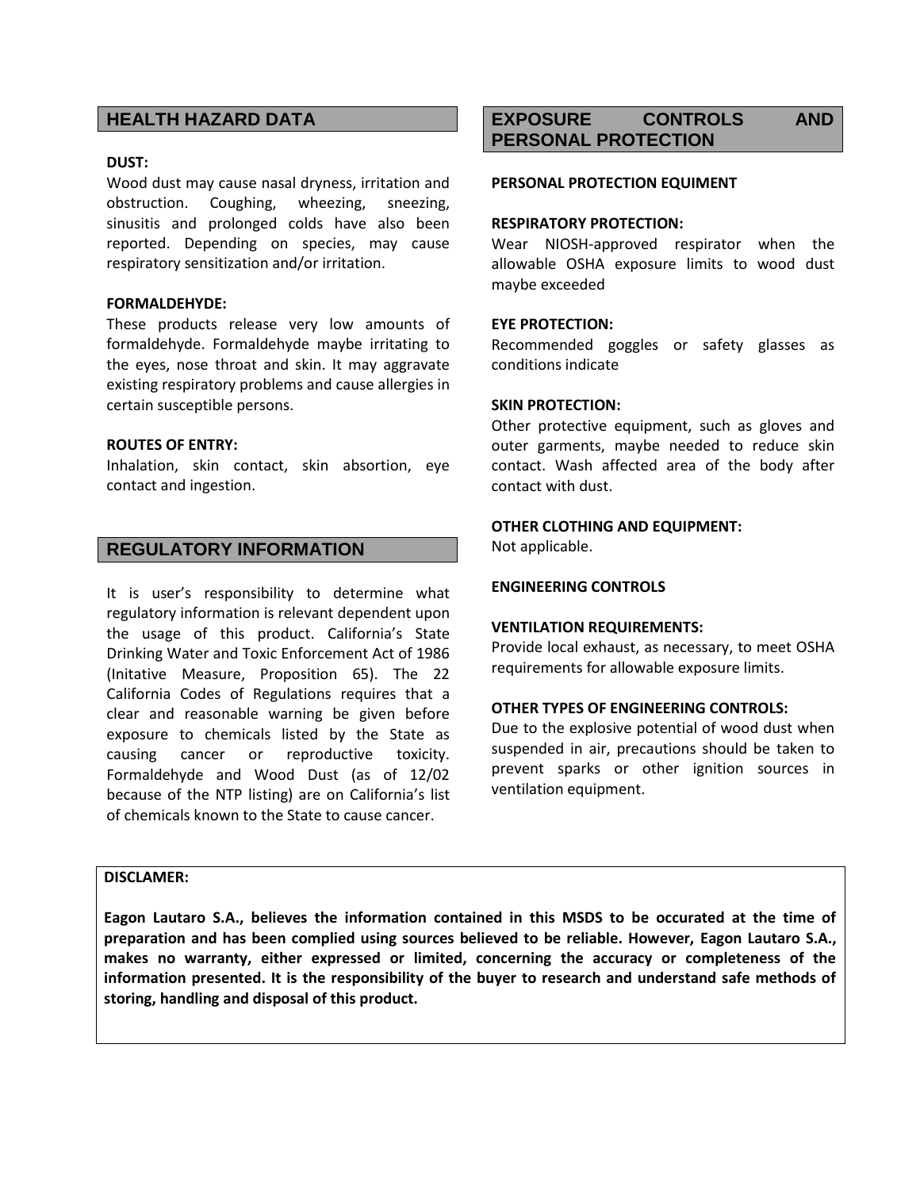## HEALTH HAZARD DATA

**DUST:**

Wood dust may cause nasal dryness, irritation and obstruction. Coughing, wheezing, sneezing, sinusitis and prolonged colds have also been reported. Depending on species, may cause respiratory sensitization and/or irritation.

**FORMALDEHYDE:**

These products release very low amounts of formaldehyde. Formaldehyde maybe irritating to the eyes, nose throat and skin. It may aggravate existing respiratory problems and cause allergies in certain susceptible persons.

**ROUTES OF ENTRY:**

Inhalation, skin contact, skin absortion, eye contact and ingestion.

## REGULATORY INFORMATION

It is user's responsibility to determine what regulatory information is relevant dependent upon the usage of this product. California's State Drinking Water and Toxic Enforcement Act of 1986 (Initative Measure, Proposition 65). The 22 California Codes of Regulations requires that a clear and reasonable warning be given before exposure to chemicals listed by the State as causing cancer or reproductive toxicity. Formaldehyde and Wood Dust (as of 12/02 because of the NTP listing) are on California's list of chemicals known to the State to cause cancer.

## EXPOSURE CONTROLS AND PERSONAL PROTECTION

**PERSONAL PROTECTION EQUIMENT**

**RESPIRATORY PROTECTION:**

Wear NIOSH-approved respirator when the allowable OSHA exposure limits to wood dust maybe exceeded

**EYE PROTECTION:**

Recommended goggles or safety glasses as conditions indicate

**SKIN PROTECTION:**

Other protective equipment, such as gloves and outer garments, maybe needed to reduce skin contact. Wash affected area of the body after contact with dust.

**OTHER CLOTHING AND EQUIPMENT:**

Not applicable.

**ENGINEERING CONTROLS**

**VENTILATION REQUIREMENTS:**

Provide local exhaust, as necessary, to meet OSHA requirements for allowable exposure limits.

**OTHER TYPES OF ENGINEERING CONTROLS:**

Due to the explosive potential of wood dust when suspended in air, precautions should be taken to prevent sparks or other ignition sources in ventilation equipment.

**DISCLAMER:**

**Eagon Lautaro S.A., believes the information contained in this MSDS to be occurated at the time of preparation and has been complied using sources believed to be reliable. However, Eagon Lautaro S.A., makes no warranty, either expressed or limited, concerning the accuracy or completeness of the information presented. It is the responsibility of the buyer to research and understand safe methods of storing, handling and disposal of this product.**